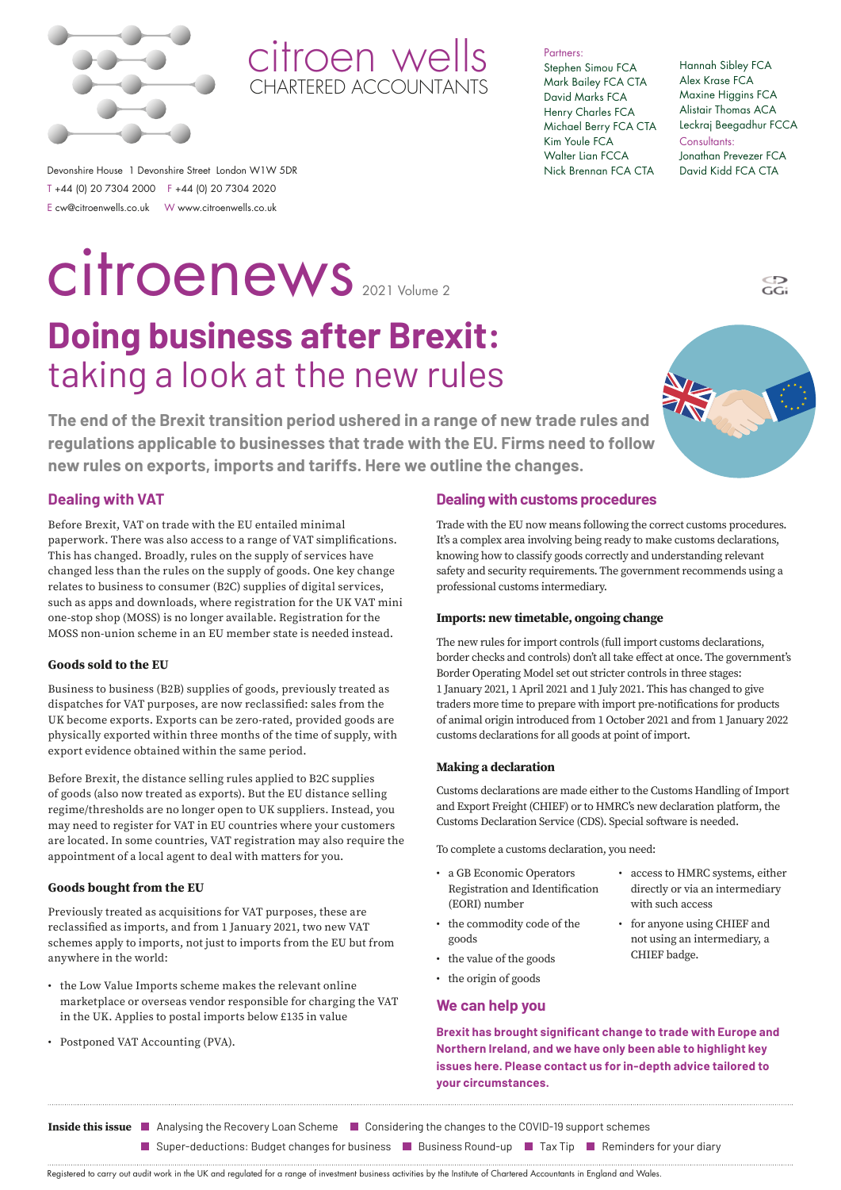citroen wells
CHARTERED ACCOUNTANTS

Devonshire House 1 Devonshire Street London W1W 5DR
T +44 (0) 20 7304 2000 F +44 (0) 20 7304 2020
E cw@citroenwells.co.uk W www.citroenwells.co.uk

Partners:
Stephen Simou FCA
Mark Bailey FCA CTA
David Marks FCA
Henry Charles FCA
Michael Berry FCA CTA
Kim Youle FCA
Walter Lian FCCA
Nick Brennan FCA CTA
Hannah Sibley FCA
Alex Krase FCA
Maxine Higgins FCA
Alistair Thomas ACA
Leckraj Beegadhur FCCA

Consultants:
Jonathan Prevezer FCA
David Kidd FCA CTA

# citroenews 2021 Volume 2

# Doing business after Brexit: taking a look at the new rules

**The end of the Brexit transition period ushered in a range of new trade rules and regulations applicable to businesses that trade with the EU. Firms need to follow new rules on exports, imports and tariffs. Here we outline the changes.**

## Dealing with VAT

Before Brexit, VAT on trade with the EU entailed minimal paperwork. There was also access to a range of VAT simplifications. This has changed. Broadly, rules on the supply of services have changed less than the rules on the supply of goods. One key change relates to business to consumer (B2C) supplies of digital services, such as apps and downloads, where registration for the UK VAT mini one-stop shop (MOSS) is no longer available. Registration for the MOSS non-union scheme in an EU member state is needed instead.

### Goods sold to the EU

Business to business (B2B) supplies of goods, previously treated as dispatches for VAT purposes, are now reclassified: sales from the UK become exports. Exports can be zero-rated, provided goods are physically exported within three months of the time of supply, with export evidence obtained within the same period.

Before Brexit, the distance selling rules applied to B2C supplies of goods (also now treated as exports). But the EU distance selling regime/thresholds are no longer open to UK suppliers. Instead, you may need to register for VAT in EU countries where your customers are located. In some countries, VAT registration may also require the appointment of a local agent to deal with matters for you.

### Goods bought from the EU

Previously treated as acquisitions for VAT purposes, these are reclassified as imports, and from 1 January 2021, two new VAT schemes apply to imports, not just to imports from the EU but from anywhere in the world:

- the Low Value Imports scheme makes the relevant online marketplace or overseas vendor responsible for charging the VAT in the UK. Applies to postal imports below £135 in value
- Postponed VAT Accounting (PVA).

## Dealing with customs procedures

Trade with the EU now means following the correct customs procedures. It's a complex area involving being ready to make customs declarations, knowing how to classify goods correctly and understanding relevant safety and security requirements. The government recommends using a professional customs intermediary.

### Imports: new timetable, ongoing change

The new rules for import controls (full import customs declarations, border checks and controls) don't all take effect at once. The government's Border Operating Model set out stricter controls in three stages: 1 January 2021, 1 April 2021 and 1 July 2021. This has changed to give traders more time to prepare with import pre-notifications for products of animal origin introduced from 1 October 2021 and from 1 January 2022 customs declarations for all goods at point of import.

### Making a declaration

Customs declarations are made either to the Customs Handling of Import and Export Freight (CHIEF) or to HMRC's new declaration platform, the Customs Declaration Service (CDS). Special software is needed.

To complete a customs declaration, you need:

- a GB Economic Operators Registration and Identification (EORI) number
- the commodity code of the goods
- the value of the goods
- the origin of goods
- access to HMRC systems, either directly or via an intermediary with such access
- for anyone using CHIEF and not using an intermediary, a CHIEF badge.

## We can help you

**Brexit has brought significant change to trade with Europe and Northern Ireland, and we have only been able to highlight key issues here. Please contact us for in-depth advice tailored to your circumstances.**

**Inside this issue**
- Analysing the Recovery Loan Scheme
- Considering the changes to the COVID-19 support schemes
- Super-deductions: Budget changes for business
- Business Round-up
- Tax Tip
- Reminders for your diary

Registered to carry out audit work in the UK and regulated for a range of investment business activities by the Institute of Chartered Accountants in England and Wales.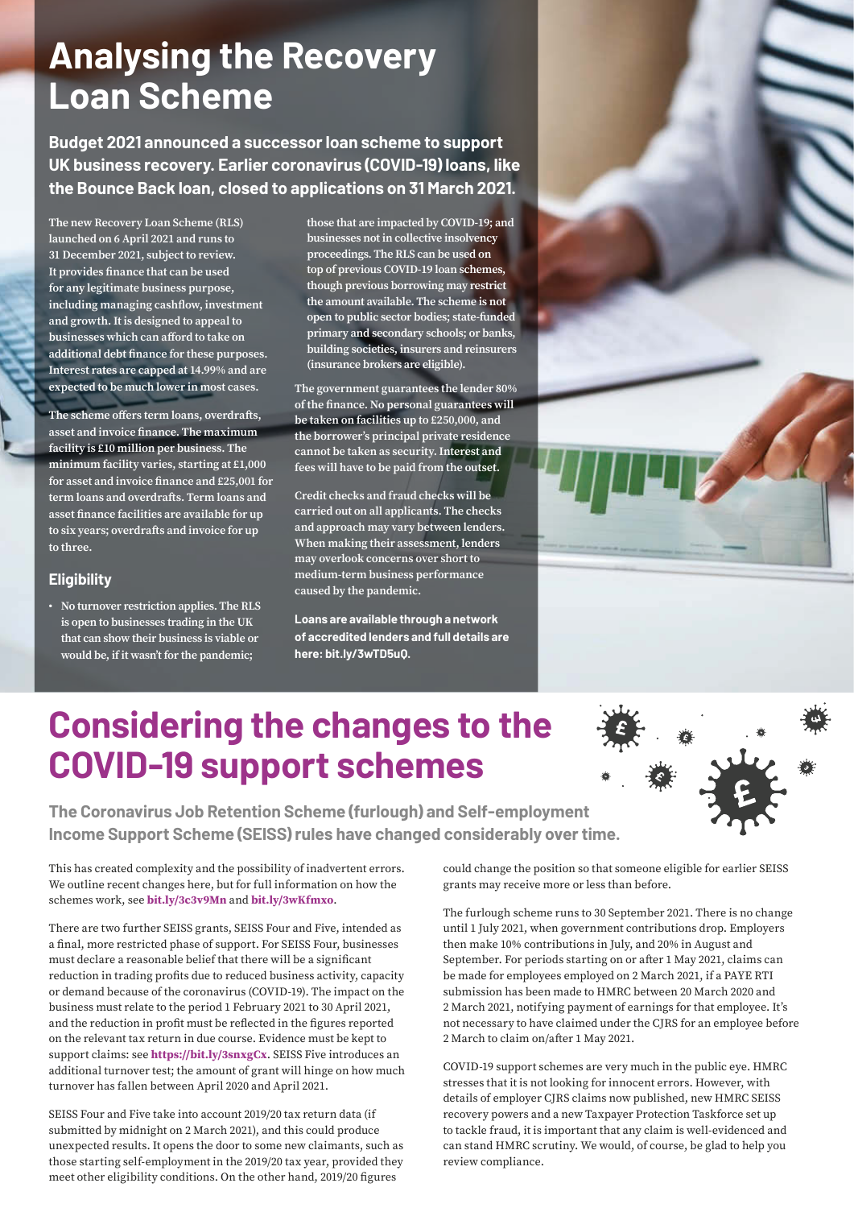# Analysing the Recovery Loan Scheme

**Budget 2021 announced a successor loan scheme to support UK business recovery. Earlier coronavirus (COVID-19) loans, like the Bounce Back loan, closed to applications on 31 March 2021.**

The new Recovery Loan Scheme (RLS) launched on 6 April 2021 and runs to 31 December 2021, subject to review. It provides finance that can be used for any legitimate business purpose, including managing cashflow, investment and growth. It is designed to appeal to businesses which can afford to take on additional debt finance for these purposes. Interest rates are capped at 14.99% and are expected to be much lower in most cases.

The scheme offers term loans, overdrafts, asset and invoice finance. The maximum facility is £10 million per business. The minimum facility varies, starting at £1,000 for asset and invoice finance and £25,001 for term loans and overdrafts. Term loans and asset finance facilities are available for up to six years; overdrafts and invoice for up to three.

## Eligibility

- No turnover restriction applies. The RLS is open to businesses trading in the UK that can show their business is viable or would be, if it wasn't for the pandemic; those that are impacted by COVID-19; and businesses not in collective insolvency proceedings. The RLS can be used on top of previous COVID-19 loan schemes, though previous borrowing may restrict the amount available. The scheme is not open to public sector bodies; state-funded primary and secondary schools; or banks, building societies, insurers and reinsurers (insurance brokers are eligible).

The government guarantees the lender 80% of the finance. No personal guarantees will be taken on facilities up to £250,000, and the borrower's principal private residence cannot be taken as security. Interest and fees will have to be paid from the outset.

Credit checks and fraud checks will be carried out on all applicants. The checks and approach may vary between lenders. When making their assessment, lenders may overlook concerns over short to medium-term business performance caused by the pandemic.

**Loans are available through a network of accredited lenders and full details are here: bit.ly/3wTD5uQ.**

# Considering the changes to the COVID-19 support schemes

**The Coronavirus Job Retention Scheme (furlough) and Self-employment Income Support Scheme (SEISS) rules have changed considerably over time.**

This has created complexity and the possibility of inadvertent errors. We outline recent changes here, but for full information on how the schemes work, see **bit.ly/3c3v9Mn** and **bit.ly/3wKfmxo**.

There are two further SEISS grants, SEISS Four and Five, intended as a final, more restricted phase of support. For SEISS Four, businesses must declare a reasonable belief that there will be a significant reduction in trading profits due to reduced business activity, capacity or demand because of the coronavirus (COVID-19). The impact on the business must relate to the period 1 February 2021 to 30 April 2021, and the reduction in profit must be reflected in the figures reported on the relevant tax return in due course. Evidence must be kept to support claims: see **https://bit.ly/3snxgCx**. SEISS Five introduces an additional turnover test; the amount of grant will hinge on how much turnover has fallen between April 2020 and April 2021.

SEISS Four and Five take into account 2019/20 tax return data (if submitted by midnight on 2 March 2021), and this could produce unexpected results. It opens the door to some new claimants, such as those starting self-employment in the 2019/20 tax year, provided they meet other eligibility conditions. On the other hand, 2019/20 figures could change the position so that someone eligible for earlier SEISS grants may receive more or less than before.

The furlough scheme runs to 30 September 2021. There is no change until 1 July 2021, when government contributions drop. Employers then make 10% contributions in July, and 20% in August and September. For periods starting on or after 1 May 2021, claims can be made for employees employed on 2 March 2021, if a PAYE RTI submission has been made to HMRC between 20 March 2020 and 2 March 2021, notifying payment of earnings for that employee. It's not necessary to have claimed under the CJRS for an employee before 2 March to claim on/after 1 May 2021.

COVID-19 support schemes are very much in the public eye. HMRC stresses that it is not looking for innocent errors. However, with details of employer CJRS claims now published, new HMRC SEISS recovery powers and a new Taxpayer Protection Taskforce set up to tackle fraud, it is important that any claim is well-evidenced and can stand HMRC scrutiny. We would, of course, be glad to help you review compliance.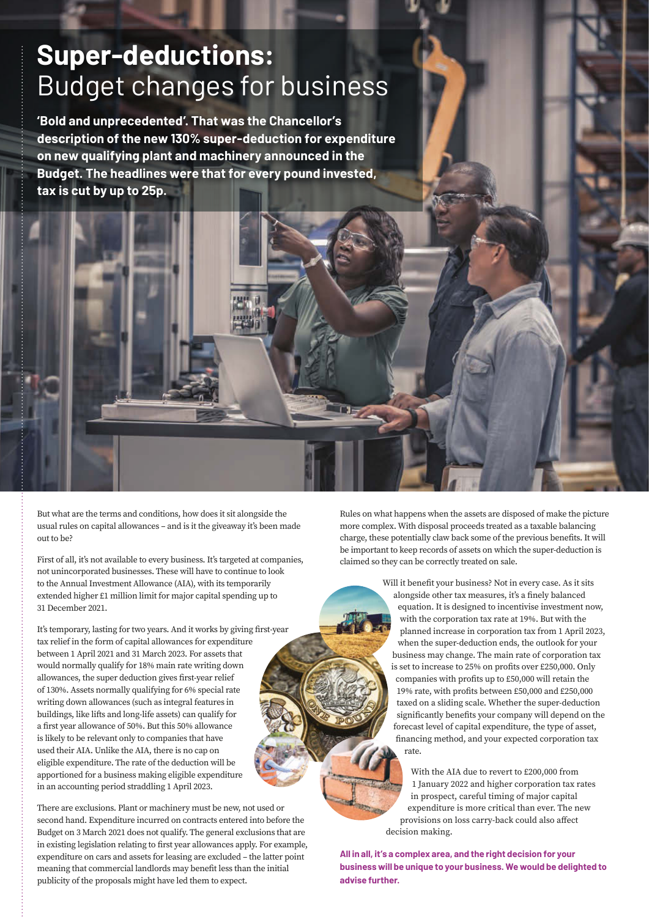# **Super-deductions:** Budget changes for business

**'Bold and unprecedented'. That was the Chancellor's description of the new 130% super-deduction for expenditure on new qualifying plant and machinery announced in the Budget. The headlines were that for every pound invested, tax is cut by up to 25p.**

But what are the terms and conditions, how does it sit alongside the usual rules on capital allowances – and is it the giveaway it's been made out to be?

First of all, it's not available to every business. It's targeted at companies, not unincorporated businesses. These will have to continue to look to the Annual Investment Allowance (AIA), with its temporarily extended higher £1 million limit for major capital spending up to 31 December 2021.

It's temporary, lasting for two years. And it works by giving first-year tax relief in the form of capital allowances for expenditure between 1 April 2021 and 31 March 2023. For assets that would normally qualify for 18% main rate writing down allowances, the super deduction gives first-year relief of 130%. Assets normally qualifying for 6% special rate writing down allowances (such as integral features in buildings, like lifts and long-life assets) can qualify for a first year allowance of 50%. But this 50% allowance is likely to be relevant only to companies that have used their AIA. Unlike the AIA, there is no cap on eligible expenditure. The rate of the deduction will be apportioned for a business making eligible expenditure in an accounting period straddling 1 April 2023.

There are exclusions. Plant or machinery must be new, not used or second hand. Expenditure incurred on contracts entered into before the Budget on 3 March 2021 does not qualify. The general exclusions that are in existing legislation relating to first year allowances apply. For example, expenditure on cars and assets for leasing are excluded – the latter point meaning that commercial landlords may benefit less than the initial publicity of the proposals might have led them to expect.

Rules on what happens when the assets are disposed of make the picture more complex. With disposal proceeds treated as a taxable balancing charge, these potentially claw back some of the previous benefits. It will be important to keep records of assets on which the super-deduction is claimed so they can be correctly treated on sale.

Will it benefit your business? Not in every case. As it sits alongside other tax measures, it's a finely balanced equation. It is designed to incentivise investment now, with the corporation tax rate at 19%. But with the planned increase in corporation tax from 1 April 2023, when the super-deduction ends, the outlook for your business may change. The main rate of corporation tax is set to increase to 25% on profits over £250,000. Only companies with profits up to £50,000 will retain the 19% rate, with profits between £50,000 and £250,000 taxed on a sliding scale. Whether the super-deduction significantly benefits your company will depend on the forecast level of capital expenditure, the type of asset, financing method, and your expected corporation tax rate.

With the AIA due to revert to £200,000 from 1 January 2022 and higher corporation tax rates in prospect, careful timing of major capital expenditure is more critical than ever. The new provisions on loss carry-back could also affect decision making.

**All in all, it's a complex area, and the right decision for your business will be unique to your business. We would be delighted to advise further.**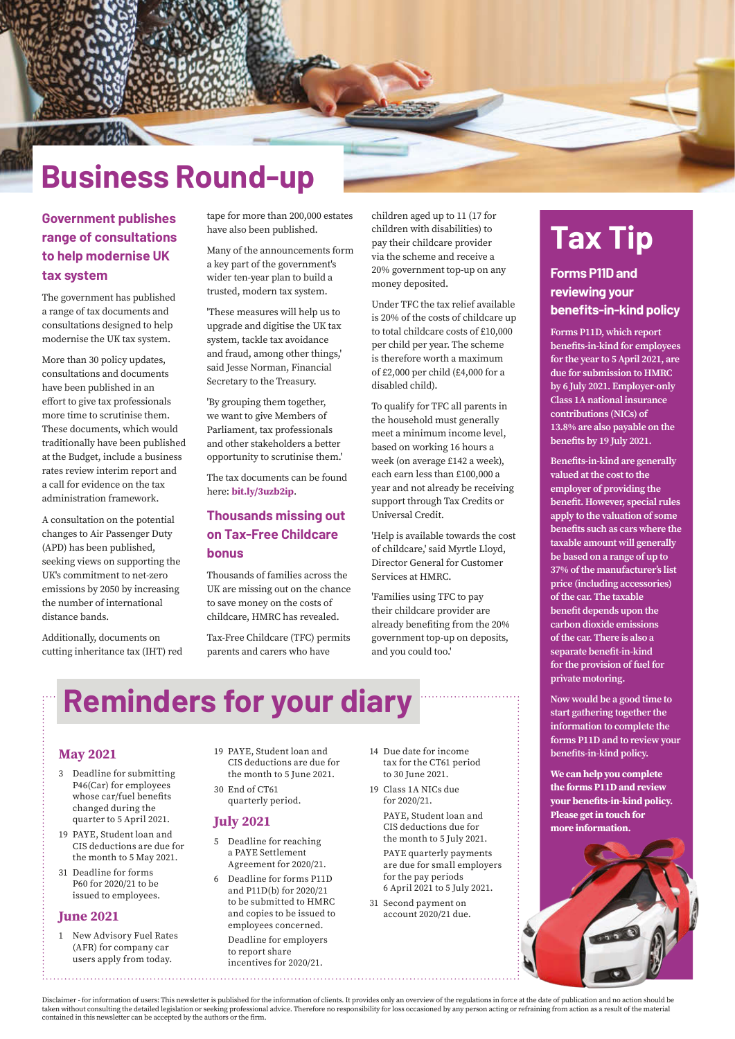# Business Round-up

## Government publishes range of consultations to help modernise UK tax system

The government has published a range of tax documents and consultations designed to help modernise the UK tax system.

More than 30 policy updates, consultations and documents have been published in an effort to give tax professionals more time to scrutinise them. These documents, which would traditionally have been published at the Budget, include a business rates review interim report and a call for evidence on the tax administration framework.

A consultation on the potential changes to Air Passenger Duty (APD) has been published, seeking views on supporting the UK's commitment to net-zero emissions by 2050 by increasing the number of international distance bands.

Additionally, documents on cutting inheritance tax (IHT) red tape for more than 200,000 estates have also been published.

Many of the announcements form a key part of the government's wider ten-year plan to build a trusted, modern tax system.

'These measures will help us to upgrade and digitise the UK tax system, tackle tax avoidance and fraud, among other things,' said Jesse Norman, Financial Secretary to the Treasury.

'By grouping them together, we want to give Members of Parliament, tax professionals and other stakeholders a better opportunity to scrutinise them.'

The tax documents can be found here: **bit.ly/3uzb2ip**.

## Thousands missing out on Tax-Free Childcare bonus

Thousands of families across the UK are missing out on the chance to save money on the costs of childcare, HMRC has revealed.

Tax-Free Childcare (TFC) permits parents and carers who have children aged up to 11 (17 for children with disabilities) to pay their childcare provider via the scheme and receive a 20% government top-up on any money deposited.

Under TFC the tax relief available is 20% of the costs of childcare up to total childcare costs of £10,000 per child per year. The scheme is therefore worth a maximum of £2,000 per child (£4,000 for a disabled child).

To qualify for TFC all parents in the household must generally meet a minimum income level, based on working 16 hours a week (on average £142 a week), each earn less than £100,000 a year and not already be receiving support through Tax Credits or Universal Credit.

'Help is available towards the cost of childcare,' said Myrtle Lloyd, Director General for Customer Services at HMRC.

'Families using TFC to pay their childcare provider are already benefiting from the 20% government top-up on deposits, and you could too.'

# Reminders for your diary

### May 2021

3 Deadline for submitting P46(Car) for employees whose car/fuel benefits changed during the quarter to 5 April 2021.

19 PAYE, Student loan and CIS deductions are due for the month to 5 May 2021.

31 Deadline for forms P60 for 2020/21 to be issued to employees.

### June 2021

1 New Advisory Fuel Rates (AFR) for company car users apply from today.

19 PAYE, Student loan and CIS deductions are due for the month to 5 June 2021.

30 End of CT61 quarterly period.

### July 2021

5 Deadline for reaching a PAYE Settlement Agreement for 2020/21.

6 Deadline for forms P11D and P11D(b) for 2020/21 to be submitted to HMRC and copies to be issued to employees concerned.

Deadline for employers to report share incentives for 2020/21.

14 Due date for income tax for the CT61 period to 30 June 2021.

19 Class 1A NICs due for 2020/21.

PAYE, Student loan and CIS deductions due for the month to 5 July 2021.

PAYE quarterly payments are due for small employers for the pay periods 6 April 2021 to 5 July 2021.

31 Second payment on account 2020/21 due.

# Tax Tip

## Forms P11D and reviewing your benefits-in-kind policy

**Forms P11D, which report benefits-in-kind for employees for the year to 5 April 2021, are due for submission to HMRC by 6 July 2021. Employer-only Class 1A national insurance contributions (NICs) of 13.8% are also payable on the benefits by 19 July 2021.**

**Benefits-in-kind are generally valued at the cost to the employer of providing the benefit. However, special rules apply to the valuation of some benefits such as cars where the taxable amount will generally be based on a range of up to 37% of the manufacturer's list price (including accessories) of the car. The taxable benefit depends upon the carbon dioxide emissions of the car. There is also a separate benefit-in-kind for the provision of fuel for private motoring.**

**Now would be a good time to start gathering together the information to complete the forms P11D and to review your benefits-in-kind policy.**

**We can help you complete the forms P11D and review your benefits-in-kind policy. Please get in touch for more information.**

Disclaimer - for information of users: This newsletter is published for the information of clients. It provides only an overview of the regulations in force at the date of publication and no action should be taken without consulting the detailed legislation or seeking professional advice. Therefore no responsibility for loss occasioned by any person acting or refraining from action as a result of the material contained in this newsletter can be accepted by the authors or the firm.